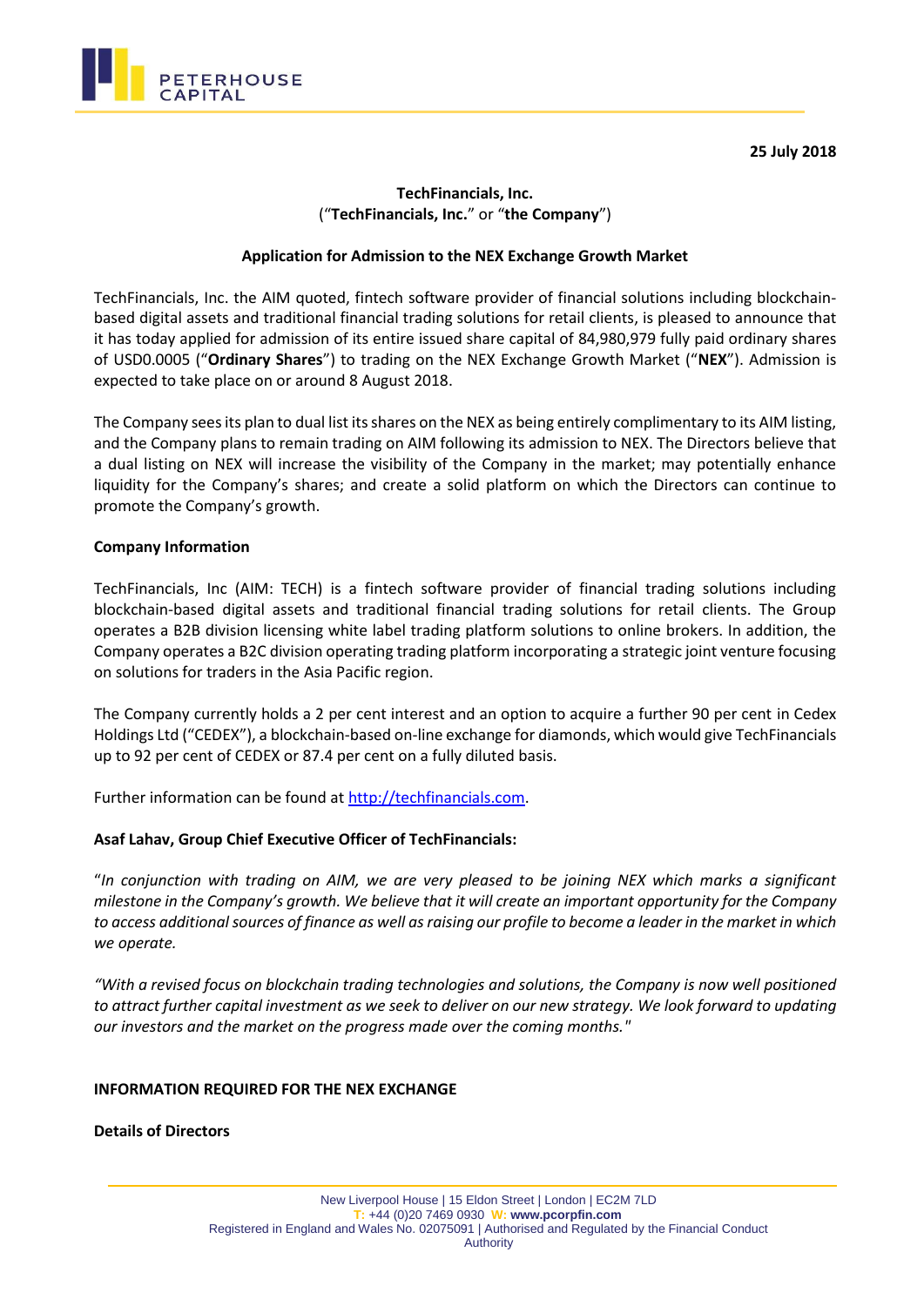25 July 2018

**TechFinancials, Inc.**
(“**TechFinancials, Inc.**” or “**the Company**”)

**Application for Admission to the NEX Exchange Growth Market**

TechFinancials, Inc. the AIM quoted, fintech software provider of financial solutions including blockchain-based digital assets and traditional financial trading solutions for retail clients, is pleased to announce that it has today applied for admission of its entire issued share capital of 84,980,979 fully paid ordinary shares of USD0.0005 (“**Ordinary Shares**”) to trading on the NEX Exchange Growth Market (“**NEX**”). Admission is expected to take place on or around 8 August 2018.

The Company sees its plan to dual list its shares on the NEX as being entirely complimentary to its AIM listing, and the Company plans to remain trading on AIM following its admission to NEX. The Directors believe that a dual listing on NEX will increase the visibility of the Company in the market; may potentially enhance liquidity for the Company’s shares; and create a solid platform on which the Directors can continue to promote the Company’s growth.

**Company Information**

TechFinancials, Inc (AIM: TECH) is a fintech software provider of financial trading solutions including blockchain-based digital assets and traditional financial trading solutions for retail clients. The Group operates a B2B division licensing white label trading platform solutions to online brokers. In addition, the Company operates a B2C division operating trading platform incorporating a strategic joint venture focusing on solutions for traders in the Asia Pacific region.

The Company currently holds a 2 per cent interest and an option to acquire a further 90 per cent in Cedex Holdings Ltd (“CEDEX”), a blockchain-based on-line exchange for diamonds, which would give TechFinancials up to 92 per cent of CEDEX or 87.4 per cent on a fully diluted basis.

Further information can be found at http://techfinancials.com.

**Asaf Lahav, Group Chief Executive Officer of TechFinancials:**

“*In conjunction with trading on AIM, we are very pleased to be joining NEX which marks a significant milestone in the Company’s growth. We believe that it will create an important opportunity for the Company to access additional sources of finance as well as raising our profile to become a leader in the market in which we operate.*

*“With a revised focus on blockchain trading technologies and solutions, the Company is now well positioned to attract further capital investment as we seek to deliver on our new strategy. We look forward to updating our investors and the market on the progress made over the coming months."*

**INFORMATION REQUIRED FOR THE NEX EXCHANGE**

**Details of Directors**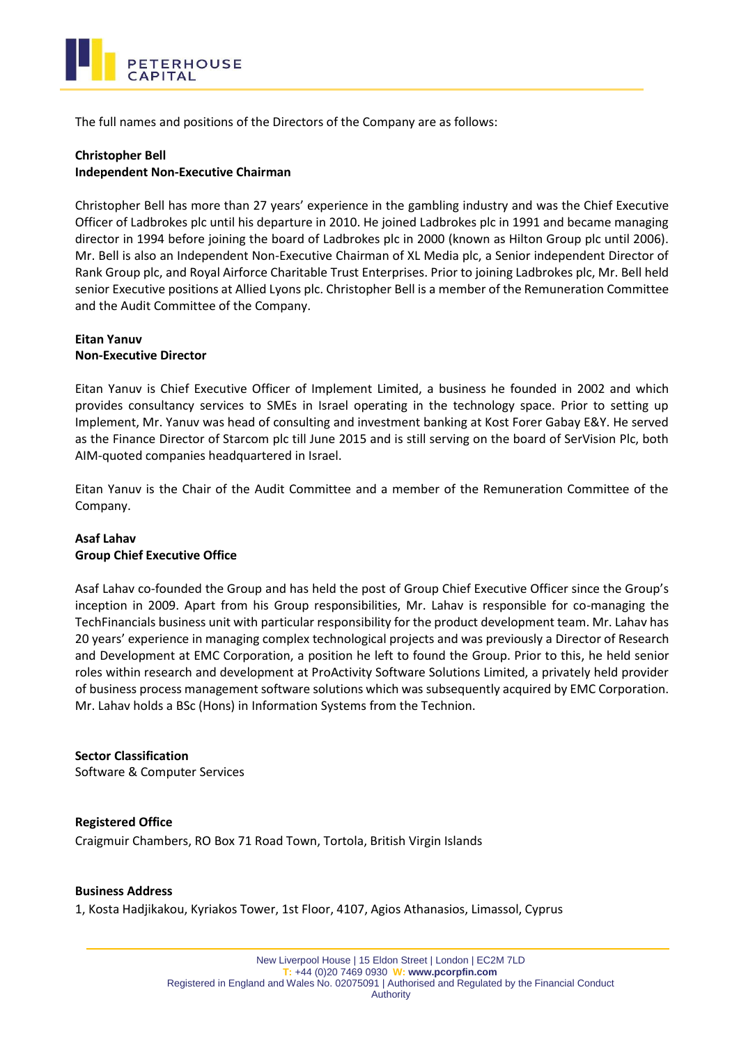The full names and positions of the Directors of the Company are as follows:

**Christopher Bell**
**Independent Non-Executive Chairman**

Christopher Bell has more than 27 years' experience in the gambling industry and was the Chief Executive Officer of Ladbrokes plc until his departure in 2010. He joined Ladbrokes plc in 1991 and became managing director in 1994 before joining the board of Ladbrokes plc in 2000 (known as Hilton Group plc until 2006). Mr. Bell is also an Independent Non-Executive Chairman of XL Media plc, a Senior independent Director of Rank Group plc, and Royal Airforce Charitable Trust Enterprises. Prior to joining Ladbrokes plc, Mr. Bell held senior Executive positions at Allied Lyons plc. Christopher Bell is a member of the Remuneration Committee and the Audit Committee of the Company.

**Eitan Yanuv**
**Non-Executive Director**

Eitan Yanuv is Chief Executive Officer of Implement Limited, a business he founded in 2002 and which provides consultancy services to SMEs in Israel operating in the technology space. Prior to setting up Implement, Mr. Yanuv was head of consulting and investment banking at Kost Forer Gabay E&Y. He served as the Finance Director of Starcom plc till June 2015 and is still serving on the board of SerVision Plc, both AIM-quoted companies headquartered in Israel.

Eitan Yanuv is the Chair of the Audit Committee and a member of the Remuneration Committee of the Company.

**Asaf Lahav**
**Group Chief Executive Office**

Asaf Lahav co-founded the Group and has held the post of Group Chief Executive Officer since the Group's inception in 2009. Apart from his Group responsibilities, Mr. Lahav is responsible for co-managing the TechFinancials business unit with particular responsibility for the product development team. Mr. Lahav has 20 years' experience in managing complex technological projects and was previously a Director of Research and Development at EMC Corporation, a position he left to found the Group. Prior to this, he held senior roles within research and development at ProActivity Software Solutions Limited, a privately held provider of business process management software solutions which was subsequently acquired by EMC Corporation. Mr. Lahav holds a BSc (Hons) in Information Systems from the Technion.

**Sector Classification**
Software & Computer Services

**Registered Office**
Craigmuir Chambers, RO Box 71 Road Town, Tortola, British Virgin Islands

**Business Address**
1, Kosta Hadjikakou, Kyriakos Tower, 1st Floor, 4107, Agios Athanasios, Limassol, Cyprus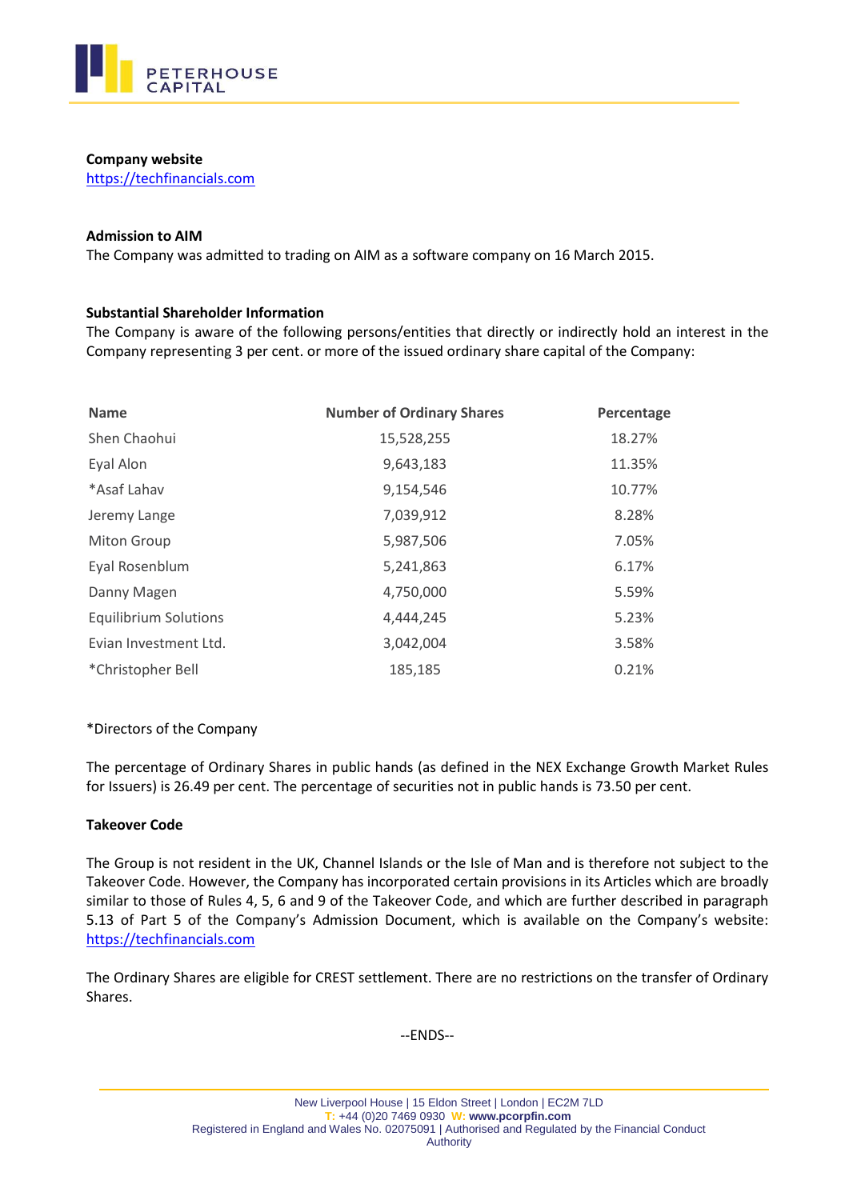**Company website**
https://techfinancials.com

**Admission to AIM**
The Company was admitted to trading on AIM as a software company on 16 March 2015.

**Substantial Shareholder Information**
The Company is aware of the following persons/entities that directly or indirectly hold an interest in the Company representing 3 per cent. or more of the issued ordinary share capital of the Company:

| Name | Number of Ordinary Shares | Percentage |
|---|---|---|
| Shen Chaohui | 15,528,255 | 18.27% |
| Eyal Alon | 9,643,183 | 11.35% |
| *Asaf Lahav | 9,154,546 | 10.77% |
| Jeremy Lange | 7,039,912 | 8.28% |
| Miton Group | 5,987,506 | 7.05% |
| Eyal Rosenblum | 5,241,863 | 6.17% |
| Danny Magen | 4,750,000 | 5.59% |
| Equilibrium Solutions | 4,444,245 | 5.23% |
| Evian Investment Ltd. | 3,042,004 | 3.58% |
| *Christopher Bell | 185,185 | 0.21% |

*Directors of the Company

The percentage of Ordinary Shares in public hands (as defined in the NEX Exchange Growth Market Rules for Issuers) is 26.49 per cent. The percentage of securities not in public hands is 73.50 per cent.

**Takeover Code**

The Group is not resident in the UK, Channel Islands or the Isle of Man and is therefore not subject to the Takeover Code. However, the Company has incorporated certain provisions in its Articles which are broadly similar to those of Rules 4, 5, 6 and 9 of the Takeover Code, and which are further described in paragraph 5.13 of Part 5 of the Company's Admission Document, which is available on the Company's website: https://techfinancials.com

The Ordinary Shares are eligible for CREST settlement. There are no restrictions on the transfer of Ordinary Shares.

--ENDS--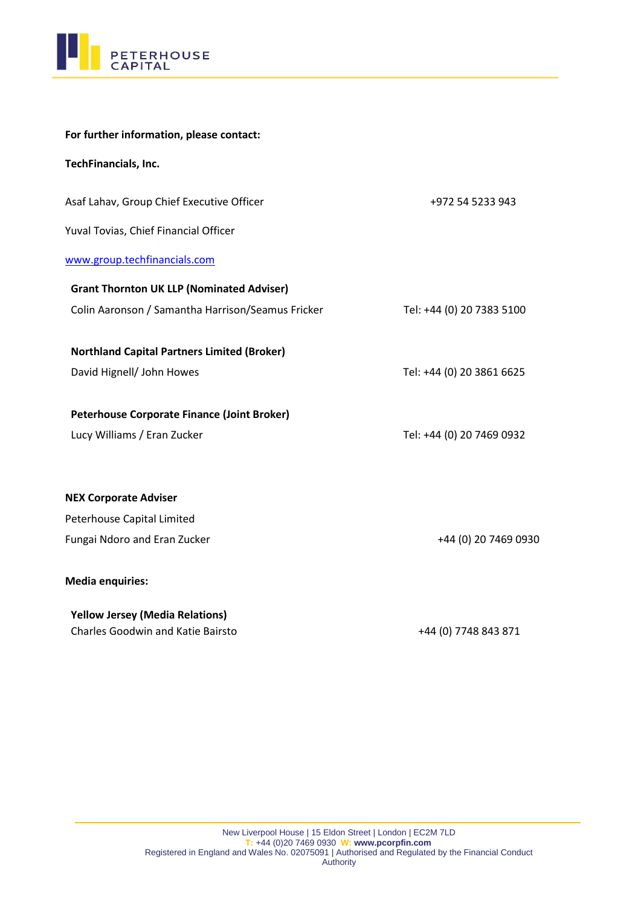**For further information, please contact:**

**TechFinancials, Inc.**

| | |
|---|---|
| Asaf Lahav, Group Chief Executive Officer | +972 54 5233 943 |
| Yuval Tovias, Chief Financial Officer | |

www.group.techfinancials.com

**Grant Thornton UK LLP (Nominated Adviser)**

| | |
|---|---|
| Colin Aaronson / Samantha Harrison/Seamus Fricker | Tel: +44 (0) 20 7383 5100 |

**Northland Capital Partners Limited (Broker)**

| | |
|---|---|
| David Hignell/ John Howes | Tel: +44 (0) 20 3861 6625 |

**Peterhouse Corporate Finance (Joint Broker)**

| | |
|---|---|
| Lucy Williams / Eran Zucker | Tel: +44 (0) 20 7469 0932 |

**NEX Corporate Adviser**

Peterhouse Capital Limited

| | |
|---|---|
| Fungai Ndoro and Eran Zucker | +44 (0) 20 7469 0930 |

**Media enquiries:**

**Yellow Jersey (Media Relations)**

| | |
|---|---|
| Charles Goodwin and Katie Bairsto | +44 (0) 7748 843 871 |